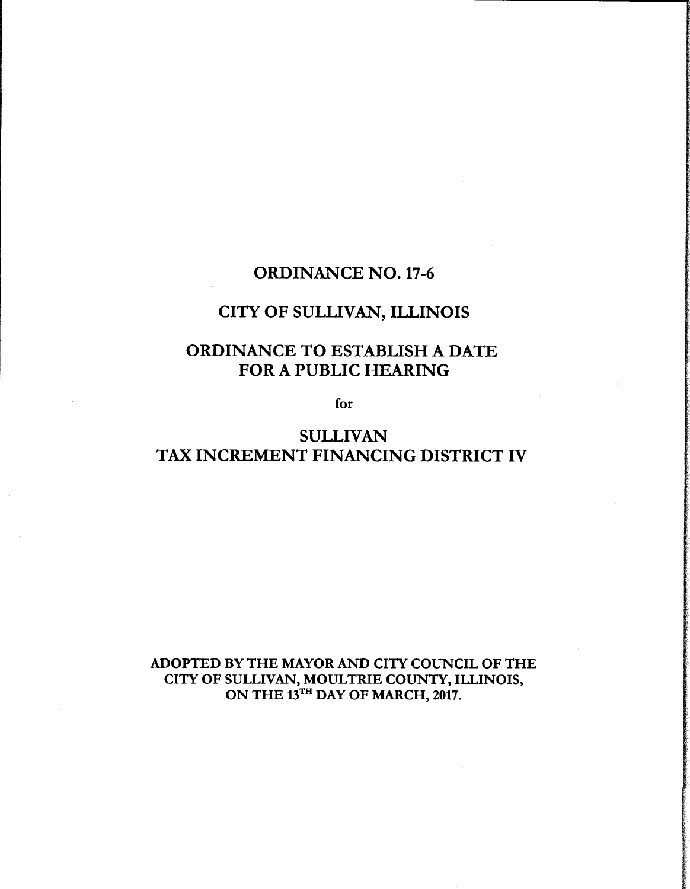# ORDINANCE NO. 17-6

## CITY OF SULLIVAN, ILLINOIS

## ORDINANCE TO ESTABLISH A DATE FOR A PUBLIC HEARING

for

## SULLIVAN TAX INCREMENT FINANCING DISTRICT IV

**ADOPTED BY THE MAYOR AND CITY COUNCIL OF THE CITY OF SULLIVAN, MOULTRIE COUNTY, ILLINOIS, ON THE 13TH DAY OF MARCH, 2017.**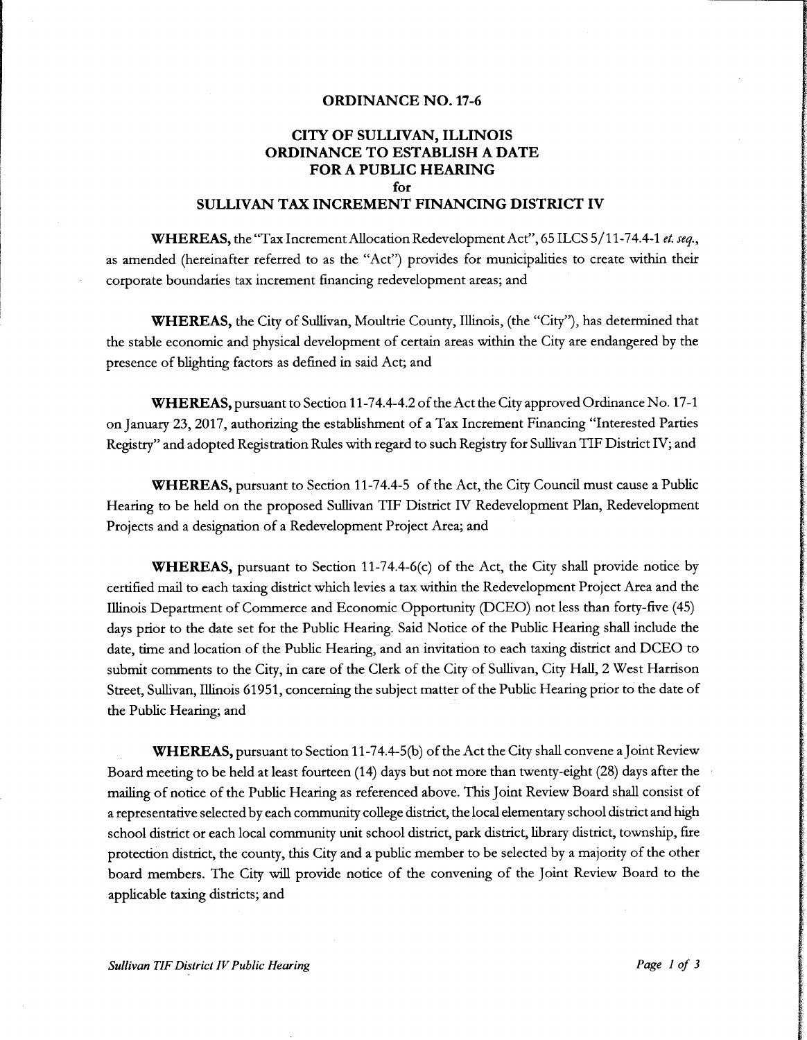## ORDINANCE NO. 17-6

## CITY OF SULLIVAN, ILLINOIS
## ORDINANCE TO ESTABLISH A DATE FOR A PUBLIC HEARING
## for
## SULLIVAN TAX INCREMENT FINANCING DISTRICT IV

**WHEREAS,** the "Tax Increment Allocation Redevelopment Act", 65 ILCS 5/11-74.4-1 *et. seq.*, as amended (hereinafter referred to as the "Act") provides for municipalities to create within their corporate boundaries tax increment financing redevelopment areas; and

**WHEREAS,** the City of Sullivan, Moultrie County, Illinois, (the "City"), has determined that the stable economic and physical development of certain areas within the City are endangered by the presence of blighting factors as defined in said Act; and

**WHEREAS,** pursuant to Section 11-74.4-4.2 of the Act the City approved Ordinance No. 17-1 on January 23, 2017, authorizing the establishment of a Tax Increment Financing "Interested Parties Registry" and adopted Registration Rules with regard to such Registry for Sullivan TIF District IV; and

**WHEREAS,** pursuant to Section 11-74.4-5 of the Act, the City Council must cause a Public Hearing to be held on the proposed Sullivan TIF District IV Redevelopment Plan, Redevelopment Projects and a designation of a Redevelopment Project Area; and

**WHEREAS,** pursuant to Section 11-74.4-6(c) of the Act, the City shall provide notice by certified mail to each taxing district which levies a tax within the Redevelopment Project Area and the Illinois Department of Commerce and Economic Opportunity (DCEO) not less than forty-five (45) days prior to the date set for the Public Hearing. Said Notice of the Public Hearing shall include the date, time and location of the Public Hearing, and an invitation to each taxing district and DCEO to submit comments to the City, in care of the Clerk of the City of Sullivan, City Hall, 2 West Harrison Street, Sullivan, Illinois 61951, concerning the subject matter of the Public Hearing prior to the date of the Public Hearing; and

**WHEREAS,** pursuant to Section 11-74.4-5(b) of the Act the City shall convene a Joint Review Board meeting to be held at least fourteen (14) days but not more than twenty-eight (28) days after the mailing of notice of the Public Hearing as referenced above. This Joint Review Board shall consist of a representative selected by each community college district, the local elementary school district and high school district or each local community unit school district, park district, library district, township, fire protection district, the county, this City and a public member to be selected by a majority of the other board members. The City will provide notice of the convening of the Joint Review Board to the applicable taxing districts; and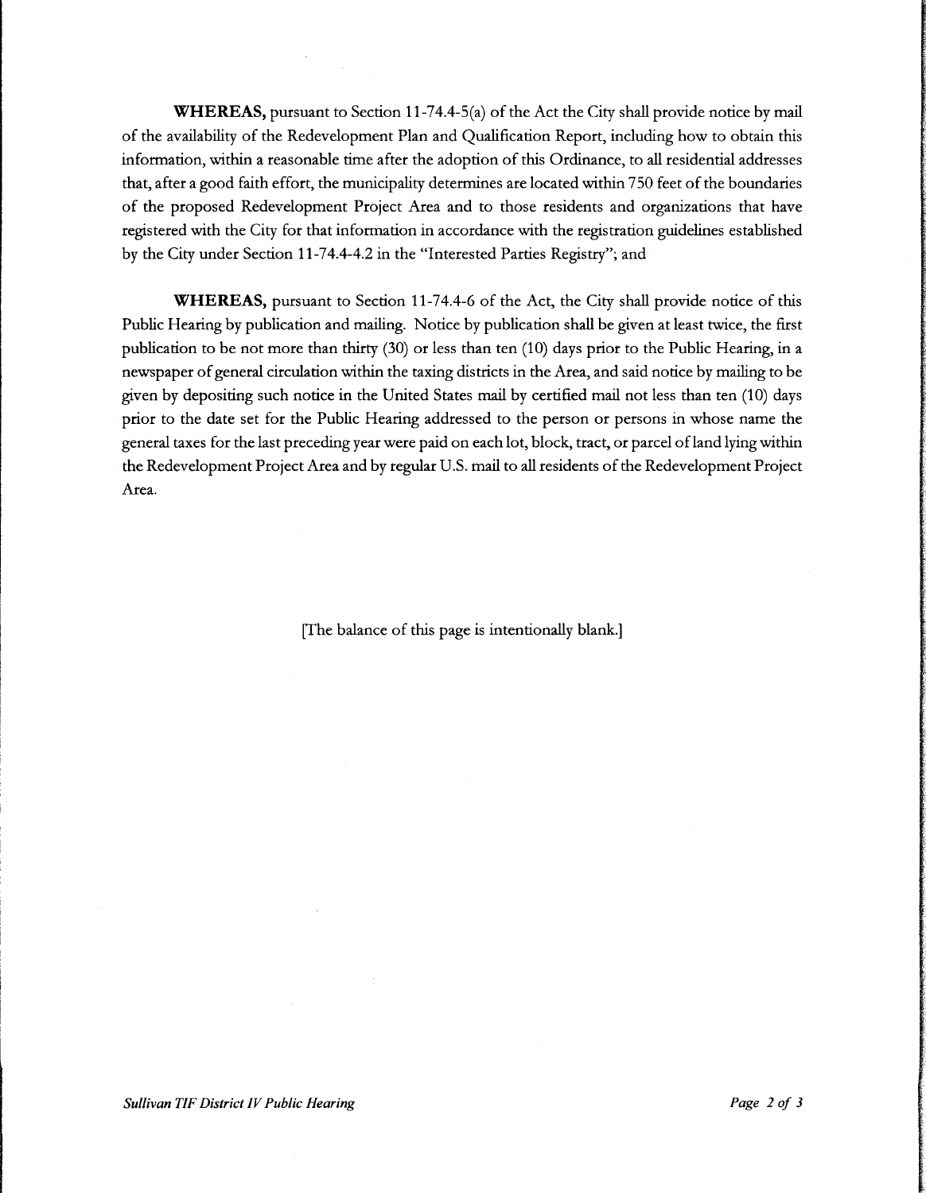**WHEREAS,** pursuant to Section 11-74.4-5(a) of the Act the City shall provide notice by mail of the availability of the Redevelopment Plan and Qualification Report, including how to obtain this information, within a reasonable time after the adoption of this Ordinance, to all residential addresses that, after a good faith effort, the municipality determines are located within 750 feet of the boundaries of the proposed Redevelopment Project Area and to those residents and organizations that have registered with the City for that information in accordance with the registration guidelines established by the City under Section 11-74.4-4.2 in the "Interested Parties Registry"; and

**WHEREAS,** pursuant to Section 11-74.4-6 of the Act, the City shall provide notice of this Public Hearing by publication and mailing. Notice by publication shall be given at least twice, the first publication to be not more than thirty (30) or less than ten (10) days prior to the Public Hearing, in a newspaper of general circulation within the taxing districts in the Area, and said notice by mailing to be given by depositing such notice in the United States mail by certified mail not less than ten (10) days prior to the date set for the Public Hearing addressed to the person or persons in whose name the general taxes for the last preceding year were paid on each lot, block, tract, or parcel of land lying within the Redevelopment Project Area and by regular U.S. mail to all residents of the Redevelopment Project Area.

[The balance of this page is intentionally blank.]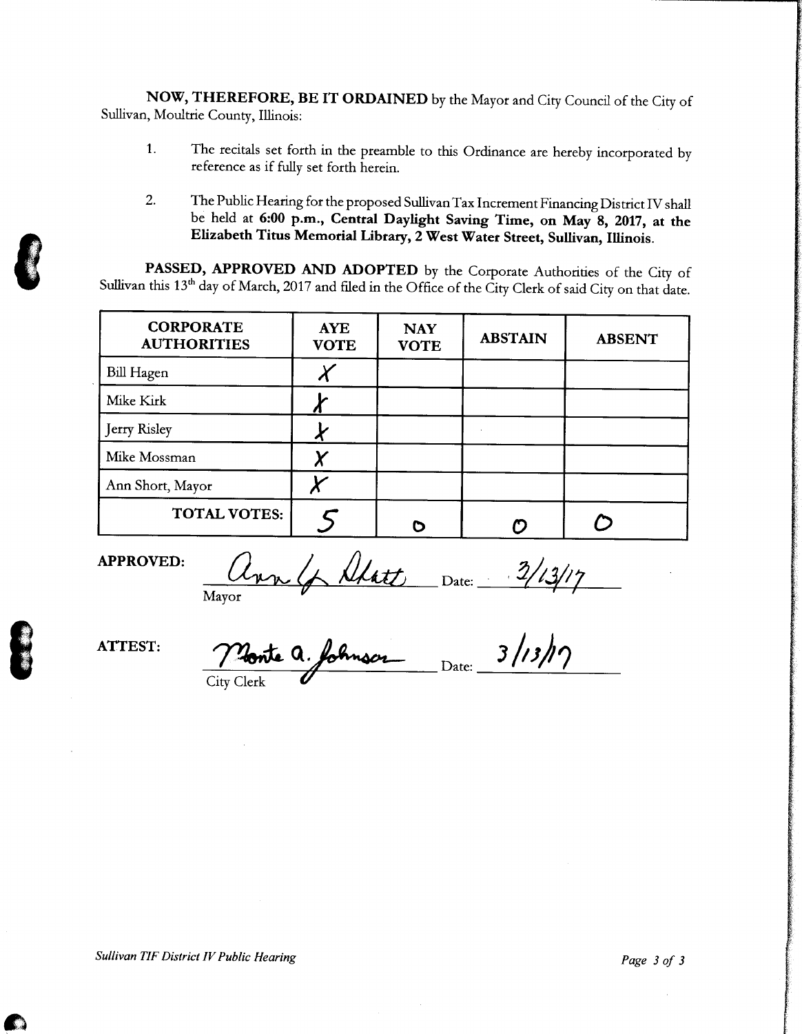**NOW, THEREFORE, BE IT ORDAINED** by the Mayor and City Council of the City of Sullivan, Moultrie County, Illinois:

1. The recitals set forth in the preamble to this Ordinance are hereby incorporated by reference as if fully set forth herein.

2. The Public Hearing for the proposed Sullivan Tax Increment Financing District IV shall be held at **6:00 p.m., Central Daylight Saving Time, on May 8, 2017, at the Elizabeth Titus Memorial Library, 2 West Water Street, Sullivan, Illinois**.

**PASSED, APPROVED AND ADOPTED** by the Corporate Authorities of the City of Sullivan this 13th day of March, 2017 and filed in the Office of the City Clerk of said City on that date.

| CORPORATE AUTHORITIES | AYE VOTE | NAY VOTE | ABSTAIN | ABSENT |
|---|---|---|---|---|
| Bill Hagen | X | | | |
| Mike Kirk | X | | | |
| Jerry Risley | X | | | |
| Mike Mossman | X | | | |
| Ann Short, Mayor | X | | | |
| **TOTAL VOTES:** | 5 | 0 | 0 | 0 |

**APPROVED:** Ann L. Short Date: 3/13/17
Mayor

**ATTEST:** Monte A. Johnson Date: 3/13/17
City Clerk